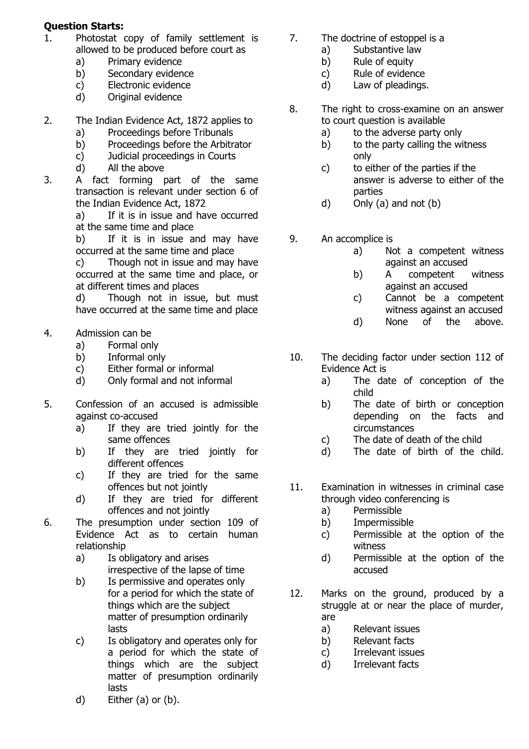**Question Starts:**

1. Photostat copy of family settlement is allowed to be produced before court as
   a) Primary evidence
   b) Secondary evidence
   c) Electronic evidence
   d) Original evidence

2. The Indian Evidence Act, 1872 applies to
   a) Proceedings before Tribunals
   b) Proceedings before the Arbitrator
   c) Judicial proceedings in Courts
   d) All the above

3. A fact forming part of the same transaction is relevant under section 6 of the Indian Evidence Act, 1872
   a) If it is in issue and have occurred at the same time and place
   b) If it is in issue and may have occurred at the same time and place
   c) Though not in issue and may have occurred at the same time and place, or at different times and places
   d) Though not in issue, but must have occurred at the same time and place

4. Admission can be
   a) Formal only
   b) Informal only
   c) Either formal or informal
   d) Only formal and not informal

5. Confession of an accused is admissible against co-accused
   a) If they are tried jointly for the same offences
   b) If they are tried jointly for different offences
   c) If they are tried for the same offences but not jointly
   d) If they are tried for different offences and not jointly

6. The presumption under section 109 of Evidence Act as to certain human relationship
   a) Is obligatory and arises irrespective of the lapse of time
   b) Is permissive and operates only for a period for which the state of things which are the subject matter of presumption ordinarily lasts
   c) Is obligatory and operates only for a period for which the state of things which are the subject matter of presumption ordinarily lasts
   d) Either (a) or (b).

7. The doctrine of estoppel is a
   a) Substantive law
   b) Rule of equity
   c) Rule of evidence
   d) Law of pleadings.

8. The right to cross-examine on an answer to court question is available
   a) to the adverse party only
   b) to the party calling the witness only
   c) to either of the parties if the answer is adverse to either of the parties
   d) Only (a) and not (b)

9. An accomplice is
   a) Not a competent witness against an accused
   b) A competent witness against an accused
   c) Cannot be a competent witness against an accused
   d) None of the above.

10. The deciding factor under section 112 of Evidence Act is
    a) The date of conception of the child
    b) The date of birth or conception depending on the facts and circumstances
    c) The date of death of the child
    d) The date of birth of the child.

11. Examination in witnesses in criminal case through video conferencing is
    a) Permissible
    b) Impermissible
    c) Permissible at the option of the witness
    d) Permissible at the option of the accused

12. Marks on the ground, produced by a struggle at or near the place of murder, are
    a) Relevant issues
    b) Relevant facts
    c) Irrelevant issues
    d) Irrelevant facts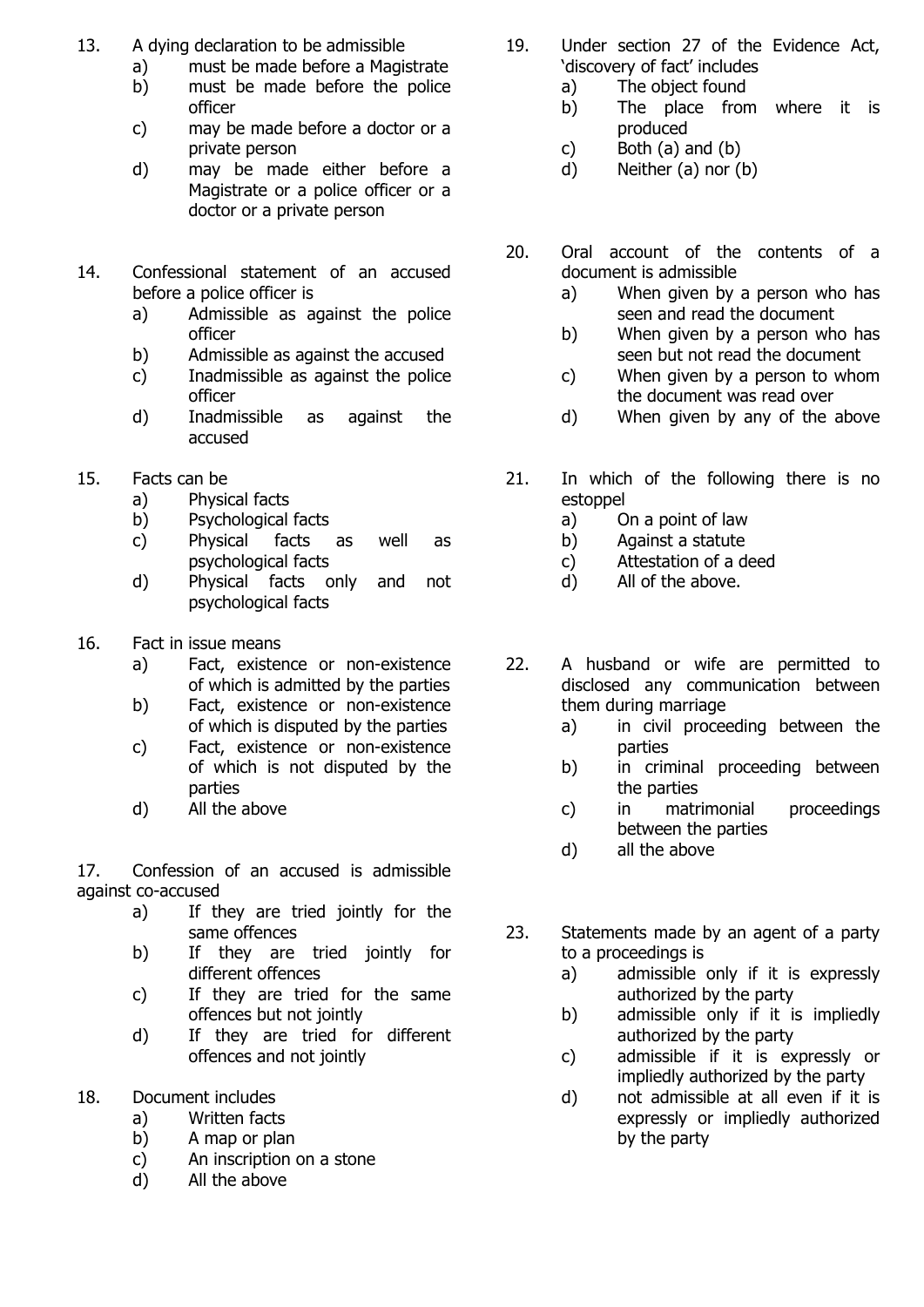13. A dying declaration to be admissible
    a) must be made before a Magistrate
    b) must be made before the police officer
    c) may be made before a doctor or a private person
    d) may be made either before a Magistrate or a police officer or a doctor or a private person

14. Confessional statement of an accused before a police officer is
    a) Admissible as against the police officer
    b) Admissible as against the accused
    c) Inadmissible as against the police officer
    d) Inadmissible as against the accused

15. Facts can be
    a) Physical facts
    b) Psychological facts
    c) Physical facts as well as psychological facts
    d) Physical facts only and not psychological facts

16. Fact in issue means
    a) Fact, existence or non-existence of which is admitted by the parties
    b) Fact, existence or non-existence of which is disputed by the parties
    c) Fact, existence or non-existence of which is not disputed by the parties
    d) All the above

17. Confession of an accused is admissible against co-accused
    a) If they are tried jointly for the same offences
    b) If they are tried jointly for different offences
    c) If they are tried for the same offences but not jointly
    d) If they are tried for different offences and not jointly

18. Document includes
    a) Written facts
    b) A map or plan
    c) An inscription on a stone
    d) All the above

19. Under section 27 of the Evidence Act, 'discovery of fact' includes
    a) The object found
    b) The place from where it is produced
    c) Both (a) and (b)
    d) Neither (a) nor (b)

20. Oral account of the contents of a document is admissible
    a) When given by a person who has seen and read the document
    b) When given by a person who has seen but not read the document
    c) When given by a person to whom the document was read over
    d) When given by any of the above

21. In which of the following there is no estoppel
    a) On a point of law
    b) Against a statute
    c) Attestation of a deed
    d) All of the above.

22. A husband or wife are permitted to disclosed any communication between them during marriage
    a) in civil proceeding between the parties
    b) in criminal proceeding between the parties
    c) in matrimonial proceedings between the parties
    d) all the above

23. Statements made by an agent of a party to a proceedings is
    a) admissible only if it is expressly authorized by the party
    b) admissible only if it is impliedly authorized by the party
    c) admissible if it is expressly or impliedly authorized by the party
    d) not admissible at all even if it is expressly or impliedly authorized by the party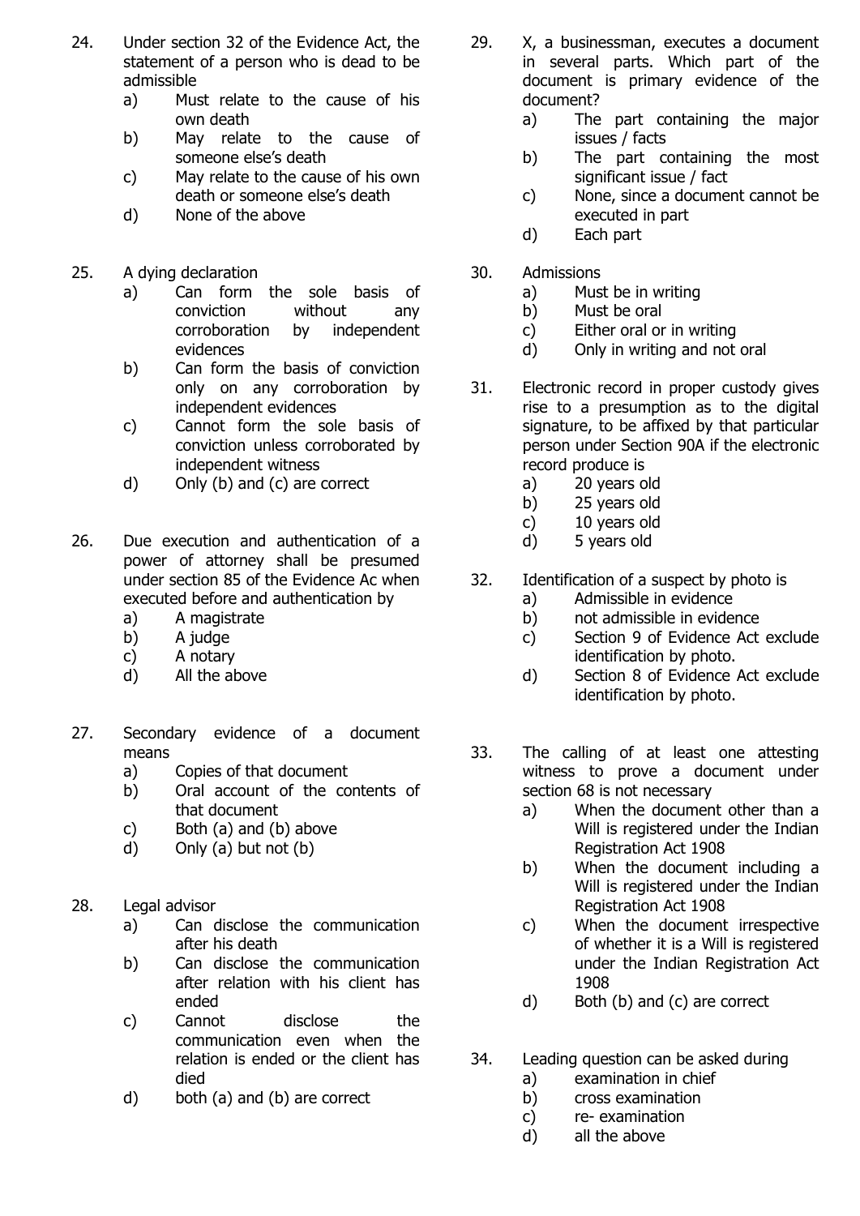24. Under section 32 of the Evidence Act, the statement of a person who is dead to be admissible
    a) Must relate to the cause of his own death
    b) May relate to the cause of someone else's death
    c) May relate to the cause of his own death or someone else's death
    d) None of the above

25. A dying declaration
    a) Can form the sole basis of conviction without any corroboration by independent evidences
    b) Can form the basis of conviction only on any corroboration by independent evidences
    c) Cannot form the sole basis of conviction unless corroborated by independent witness
    d) Only (b) and (c) are correct

26. Due execution and authentication of a power of attorney shall be presumed under section 85 of the Evidence Ac when executed before and authentication by
    a) A magistrate
    b) A judge
    c) A notary
    d) All the above

27. Secondary evidence of a document means
    a) Copies of that document
    b) Oral account of the contents of that document
    c) Both (a) and (b) above
    d) Only (a) but not (b)

28. Legal advisor
    a) Can disclose the communication after his death
    b) Can disclose the communication after relation with his client has ended
    c) Cannot disclose the communication even when the relation is ended or the client has died
    d) both (a) and (b) are correct

29. X, a businessman, executes a document in several parts. Which part of the document is primary evidence of the document?
    a) The part containing the major issues / facts
    b) The part containing the most significant issue / fact
    c) None, since a document cannot be executed in part
    d) Each part

30. Admissions
    a) Must be in writing
    b) Must be oral
    c) Either oral or in writing
    d) Only in writing and not oral

31. Electronic record in proper custody gives rise to a presumption as to the digital signature, to be affixed by that particular person under Section 90A if the electronic record produce is
    a) 20 years old
    b) 25 years old
    c) 10 years old
    d) 5 years old

32. Identification of a suspect by photo is
    a) Admissible in evidence
    b) not admissible in evidence
    c) Section 9 of Evidence Act exclude identification by photo.
    d) Section 8 of Evidence Act exclude identification by photo.

33. The calling of at least one attesting witness to prove a document under section 68 is not necessary
    a) When the document other than a Will is registered under the Indian Registration Act 1908
    b) When the document including a Will is registered under the Indian Registration Act 1908
    c) When the document irrespective of whether it is a Will is registered under the Indian Registration Act 1908
    d) Both (b) and (c) are correct

34. Leading question can be asked during
    a) examination in chief
    b) cross examination
    c) re- examination
    d) all the above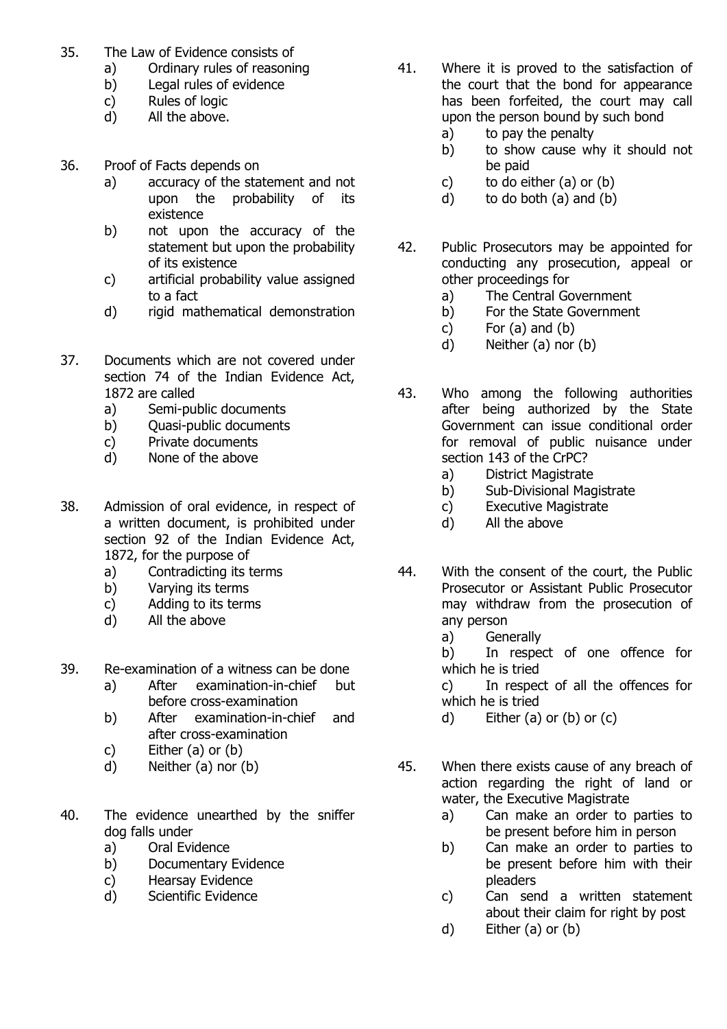35. The Law of Evidence consists of
    a) Ordinary rules of reasoning
    b) Legal rules of evidence
    c) Rules of logic
    d) All the above.

36. Proof of Facts depends on
    a) accuracy of the statement and not upon the probability of its existence
    b) not upon the accuracy of the statement but upon the probability of its existence
    c) artificial probability value assigned to a fact
    d) rigid mathematical demonstration

37. Documents which are not covered under section 74 of the Indian Evidence Act, 1872 are called
    a) Semi-public documents
    b) Quasi-public documents
    c) Private documents
    d) None of the above

38. Admission of oral evidence, in respect of a written document, is prohibited under section 92 of the Indian Evidence Act, 1872, for the purpose of
    a) Contradicting its terms
    b) Varying its terms
    c) Adding to its terms
    d) All the above

39. Re-examination of a witness can be done
    a) After examination-in-chief but before cross-examination
    b) After examination-in-chief and after cross-examination
    c) Either (a) or (b)
    d) Neither (a) nor (b)

40. The evidence unearthed by the sniffer dog falls under
    a) Oral Evidence
    b) Documentary Evidence
    c) Hearsay Evidence
    d) Scientific Evidence

41. Where it is proved to the satisfaction of the court that the bond for appearance has been forfeited, the court may call upon the person bound by such bond
    a) to pay the penalty
    b) to show cause why it should not be paid
    c) to do either (a) or (b)
    d) to do both (a) and (b)

42. Public Prosecutors may be appointed for conducting any prosecution, appeal or other proceedings for
    a) The Central Government
    b) For the State Government
    c) For (a) and (b)
    d) Neither (a) nor (b)

43. Who among the following authorities after being authorized by the State Government can issue conditional order for removal of public nuisance under section 143 of the CrPC?
    a) District Magistrate
    b) Sub-Divisional Magistrate
    c) Executive Magistrate
    d) All the above

44. With the consent of the court, the Public Prosecutor or Assistant Public Prosecutor may withdraw from the prosecution of any person
    a) Generally
    b) In respect of one offence for which he is tried
    c) In respect of all the offences for which he is tried
    d) Either (a) or (b) or (c)

45. When there exists cause of any breach of action regarding the right of land or water, the Executive Magistrate
    a) Can make an order to parties to be present before him in person
    b) Can make an order to parties to be present before him with their pleaders
    c) Can send a written statement about their claim for right by post
    d) Either (a) or (b)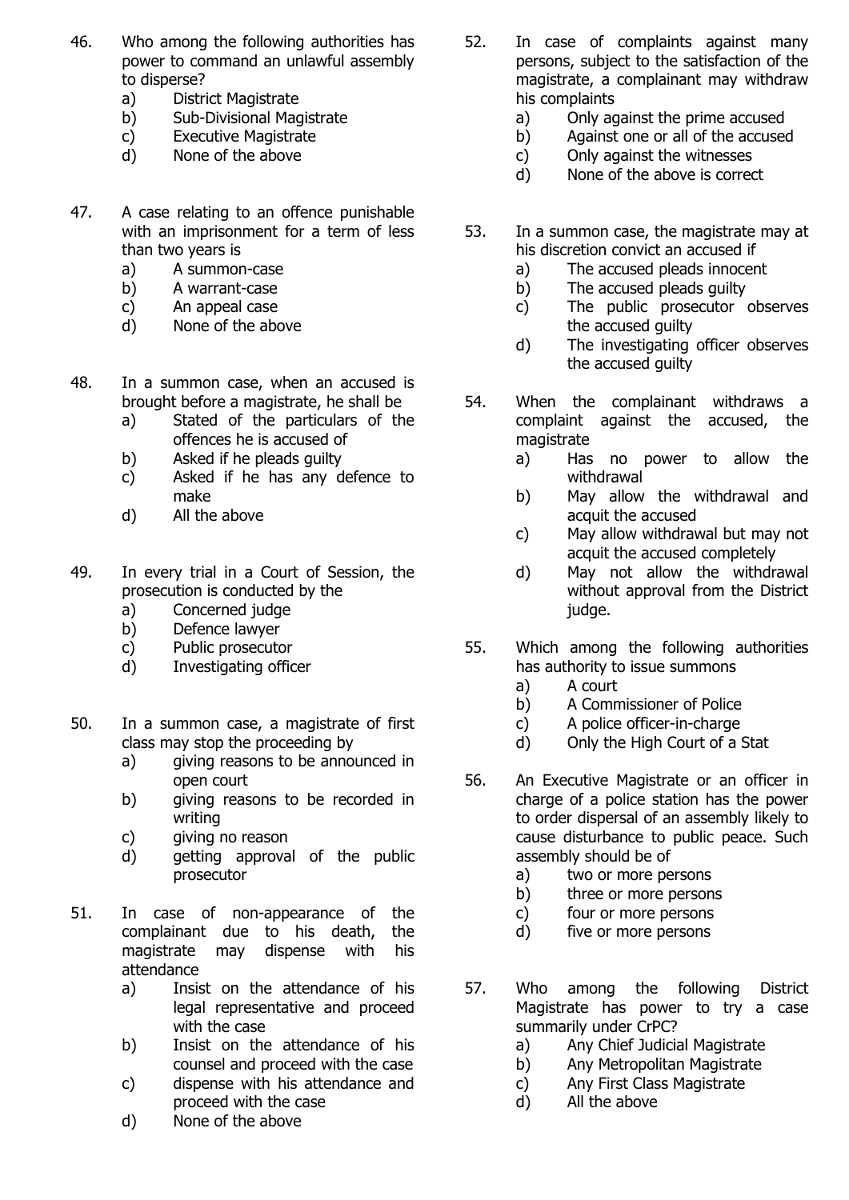46. Who among the following authorities has power to command an unlawful assembly to disperse?
    a) District Magistrate
    b) Sub-Divisional Magistrate
    c) Executive Magistrate
    d) None of the above

47. A case relating to an offence punishable with an imprisonment for a term of less than two years is
    a) A summon-case
    b) A warrant-case
    c) An appeal case
    d) None of the above

48. In a summon case, when an accused is brought before a magistrate, he shall be
    a) Stated of the particulars of the offences he is accused of
    b) Asked if he pleads guilty
    c) Asked if he has any defence to make
    d) All the above

49. In every trial in a Court of Session, the prosecution is conducted by the
    a) Concerned judge
    b) Defence lawyer
    c) Public prosecutor
    d) Investigating officer

50. In a summon case, a magistrate of first class may stop the proceeding by
    a) giving reasons to be announced in open court
    b) giving reasons to be recorded in writing
    c) giving no reason
    d) getting approval of the public prosecutor

51. In case of non-appearance of the complainant due to his death, the magistrate may dispense with his attendance
    a) Insist on the attendance of his legal representative and proceed with the case
    b) Insist on the attendance of his counsel and proceed with the case
    c) dispense with his attendance and proceed with the case
    d) None of the above

52. In case of complaints against many persons, subject to the satisfaction of the magistrate, a complainant may withdraw his complaints
    a) Only against the prime accused
    b) Against one or all of the accused
    c) Only against the witnesses
    d) None of the above is correct

53. In a summon case, the magistrate may at his discretion convict an accused if
    a) The accused pleads innocent
    b) The accused pleads guilty
    c) The public prosecutor observes the accused guilty
    d) The investigating officer observes the accused guilty

54. When the complainant withdraws a complaint against the accused, the magistrate
    a) Has no power to allow the withdrawal
    b) May allow the withdrawal and acquit the accused
    c) May allow withdrawal but may not acquit the accused completely
    d) May not allow the withdrawal without approval from the District judge.

55. Which among the following authorities has authority to issue summons
    a) A court
    b) A Commissioner of Police
    c) A police officer-in-charge
    d) Only the High Court of a Stat

56. An Executive Magistrate or an officer in charge of a police station has the power to order dispersal of an assembly likely to cause disturbance to public peace. Such assembly should be of
    a) two or more persons
    b) three or more persons
    c) four or more persons
    d) five or more persons

57. Who among the following District Magistrate has power to try a case summarily under CrPC?
    a) Any Chief Judicial Magistrate
    b) Any Metropolitan Magistrate
    c) Any First Class Magistrate
    d) All the above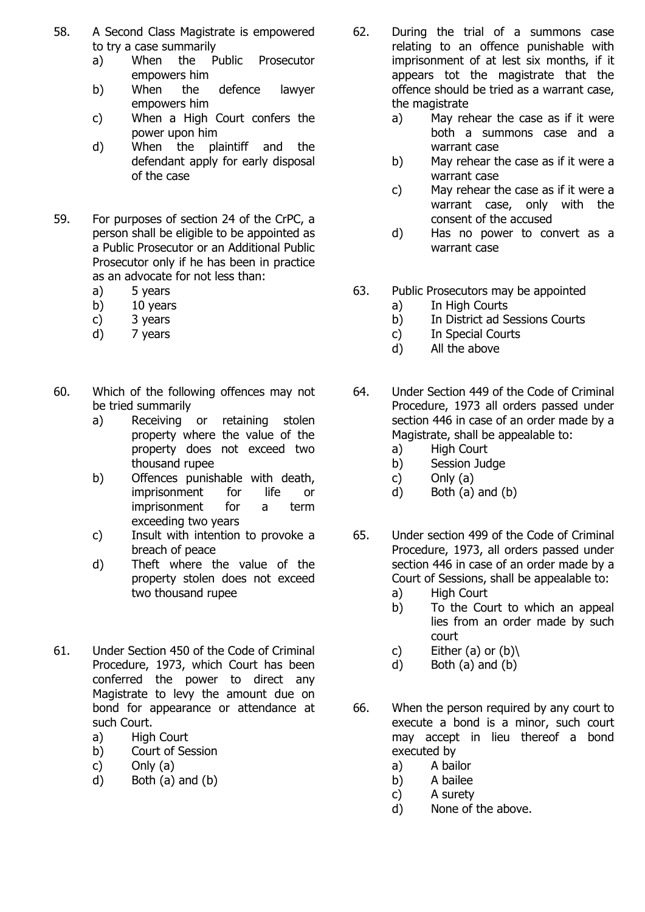58. A Second Class Magistrate is empowered to try a case summarily
    a) When the Public Prosecutor empowers him
    b) When the defence lawyer empowers him
    c) When a High Court confers the power upon him
    d) When the plaintiff and the defendant apply for early disposal of the case

59. For purposes of section 24 of the CrPC, a person shall be eligible to be appointed as a Public Prosecutor or an Additional Public Prosecutor only if he has been in practice as an advocate for not less than:
    a) 5 years
    b) 10 years
    c) 3 years
    d) 7 years

60. Which of the following offences may not be tried summarily
    a) Receiving or retaining stolen property where the value of the property does not exceed two thousand rupee
    b) Offences punishable with death, imprisonment for life or imprisonment for a term exceeding two years
    c) Insult with intention to provoke a breach of peace
    d) Theft where the value of the property stolen does not exceed two thousand rupee

61. Under Section 450 of the Code of Criminal Procedure, 1973, which Court has been conferred the power to direct any Magistrate to levy the amount due on bond for appearance or attendance at such Court.
    a) High Court
    b) Court of Session
    c) Only (a)
    d) Both (a) and (b)

62. During the trial of a summons case relating to an offence punishable with imprisonment of at lest six months, if it appears tot the magistrate that the offence should be tried as a warrant case, the magistrate
    a) May rehear the case as if it were both a summons case and a warrant case
    b) May rehear the case as if it were a warrant case
    c) May rehear the case as if it were a warrant case, only with the consent of the accused
    d) Has no power to convert as a warrant case

63. Public Prosecutors may be appointed
    a) In High Courts
    b) In District ad Sessions Courts
    c) In Special Courts
    d) All the above

64. Under Section 449 of the Code of Criminal Procedure, 1973 all orders passed under section 446 in case of an order made by a Magistrate, shall be appealable to:
    a) High Court
    b) Session Judge
    c) Only (a)
    d) Both (a) and (b)

65. Under section 499 of the Code of Criminal Procedure, 1973, all orders passed under section 446 in case of an order made by a Court of Sessions, shall be appealable to:
    a) High Court
    b) To the Court to which an appeal lies from an order made by such court
    c) Either (a) or (b)\
    d) Both (a) and (b)

66. When the person required by any court to execute a bond is a minor, such court may accept in lieu thereof a bond executed by
    a) A bailor
    b) A bailee
    c) A surety
    d) None of the above.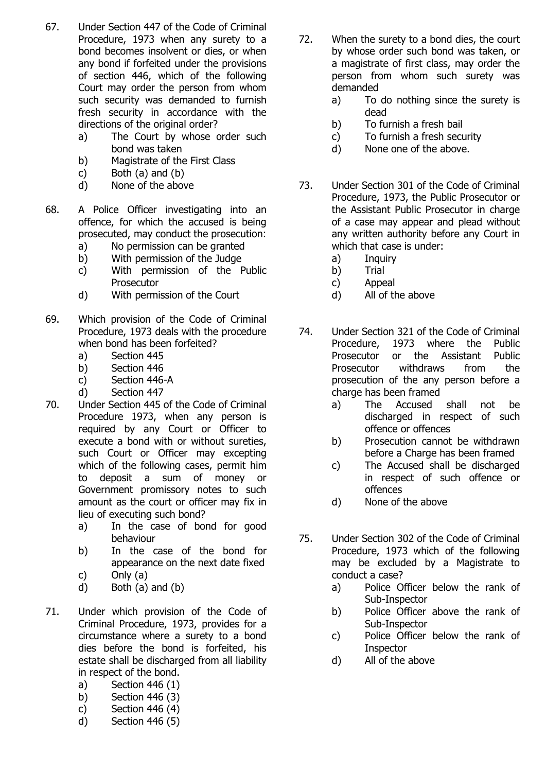67. Under Section 447 of the Code of Criminal Procedure, 1973 when any surety to a bond becomes insolvent or dies, or when any bond if forfeited under the provisions of section 446, which of the following Court may order the person from whom such security was demanded to furnish fresh security in accordance with the directions of the original order?
    a) The Court by whose order such bond was taken
    b) Magistrate of the First Class
    c) Both (a) and (b)
    d) None of the above

68. A Police Officer investigating into an offence, for which the accused is being prosecuted, may conduct the prosecution:
    a) No permission can be granted
    b) With permission of the Judge
    c) With permission of the Public Prosecutor
    d) With permission of the Court

69. Which provision of the Code of Criminal Procedure, 1973 deals with the procedure when bond has been forfeited?
    a) Section 445
    b) Section 446
    c) Section 446-A
    d) Section 447

70. Under Section 445 of the Code of Criminal Procedure 1973, when any person is required by any Court or Officer to execute a bond with or without sureties, such Court or Officer may excepting which of the following cases, permit him to deposit a sum of money or Government promissory notes to such amount as the court or officer may fix in lieu of executing such bond?
    a) In the case of bond for good behaviour
    b) In the case of the bond for appearance on the next date fixed
    c) Only (a)
    d) Both (a) and (b)

71. Under which provision of the Code of Criminal Procedure, 1973, provides for a circumstance where a surety to a bond dies before the bond is forfeited, his estate shall be discharged from all liability in respect of the bond.
    a) Section 446 (1)
    b) Section 446 (3)
    c) Section 446 (4)
    d) Section 446 (5)

72. When the surety to a bond dies, the court by whose order such bond was taken, or a magistrate of first class, may order the person from whom such surety was demanded
    a) To do nothing since the surety is dead
    b) To furnish a fresh bail
    c) To furnish a fresh security
    d) None one of the above.

73. Under Section 301 of the Code of Criminal Procedure, 1973, the Public Prosecutor or the Assistant Public Prosecutor in charge of a case may appear and plead without any written authority before any Court in which that case is under:
    a) Inquiry
    b) Trial
    c) Appeal
    d) All of the above

74. Under Section 321 of the Code of Criminal Procedure, 1973 where the Public Prosecutor or the Assistant Public Prosecutor withdraws from the prosecution of the any person before a charge has been framed
    a) The Accused shall not be discharged in respect of such offence or offences
    b) Prosecution cannot be withdrawn before a Charge has been framed
    c) The Accused shall be discharged in respect of such offence or offences
    d) None of the above

75. Under Section 302 of the Code of Criminal Procedure, 1973 which of the following may be excluded by a Magistrate to conduct a case?
    a) Police Officer below the rank of Sub-Inspector
    b) Police Officer above the rank of Sub-Inspector
    c) Police Officer below the rank of Inspector
    d) All of the above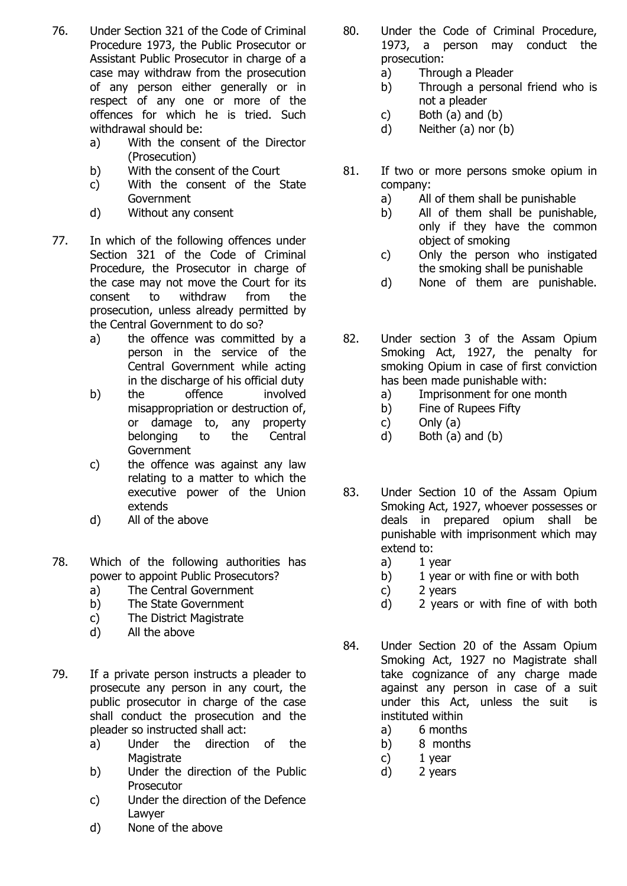76. Under Section 321 of the Code of Criminal Procedure 1973, the Public Prosecutor or Assistant Public Prosecutor in charge of a case may withdraw from the prosecution of any person either generally or in respect of any one or more of the offences for which he is tried. Such withdrawal should be:
    a) With the consent of the Director (Prosecution)
    b) With the consent of the Court
    c) With the consent of the State Government
    d) Without any consent

77. In which of the following offences under Section 321 of the Code of Criminal Procedure, the Prosecutor in charge of the case may not move the Court for its consent to withdraw from the prosecution, unless already permitted by the Central Government to do so?
    a) the offence was committed by a person in the service of the Central Government while acting in the discharge of his official duty
    b) the offence involved misappropriation or destruction of, or damage to, any property belonging to the Central Government
    c) the offence was against any law relating to a matter to which the executive power of the Union extends
    d) All of the above

78. Which of the following authorities has power to appoint Public Prosecutors?
    a) The Central Government
    b) The State Government
    c) The District Magistrate
    d) All the above

79. If a private person instructs a pleader to prosecute any person in any court, the public prosecutor in charge of the case shall conduct the prosecution and the pleader so instructed shall act:
    a) Under the direction of the Magistrate
    b) Under the direction of the Public Prosecutor
    c) Under the direction of the Defence Lawyer
    d) None of the above

80. Under the Code of Criminal Procedure, 1973, a person may conduct the prosecution:
    a) Through a Pleader
    b) Through a personal friend who is not a pleader
    c) Both (a) and (b)
    d) Neither (a) nor (b)

81. If two or more persons smoke opium in company:
    a) All of them shall be punishable
    b) All of them shall be punishable, only if they have the common object of smoking
    c) Only the person who instigated the smoking shall be punishable
    d) None of them are punishable.

82. Under section 3 of the Assam Opium Smoking Act, 1927, the penalty for smoking Opium in case of first conviction has been made punishable with:
    a) Imprisonment for one month
    b) Fine of Rupees Fifty
    c) Only (a)
    d) Both (a) and (b)

83. Under Section 10 of the Assam Opium Smoking Act, 1927, whoever possesses or deals in prepared opium shall be punishable with imprisonment which may extend to:
    a) 1 year
    b) 1 year or with fine or with both
    c) 2 years
    d) 2 years or with fine of with both

84. Under Section 20 of the Assam Opium Smoking Act, 1927 no Magistrate shall take cognizance of any charge made against any person in case of a suit under this Act, unless the suit is instituted within
    a) 6 months
    b) 8 months
    c) 1 year
    d) 2 years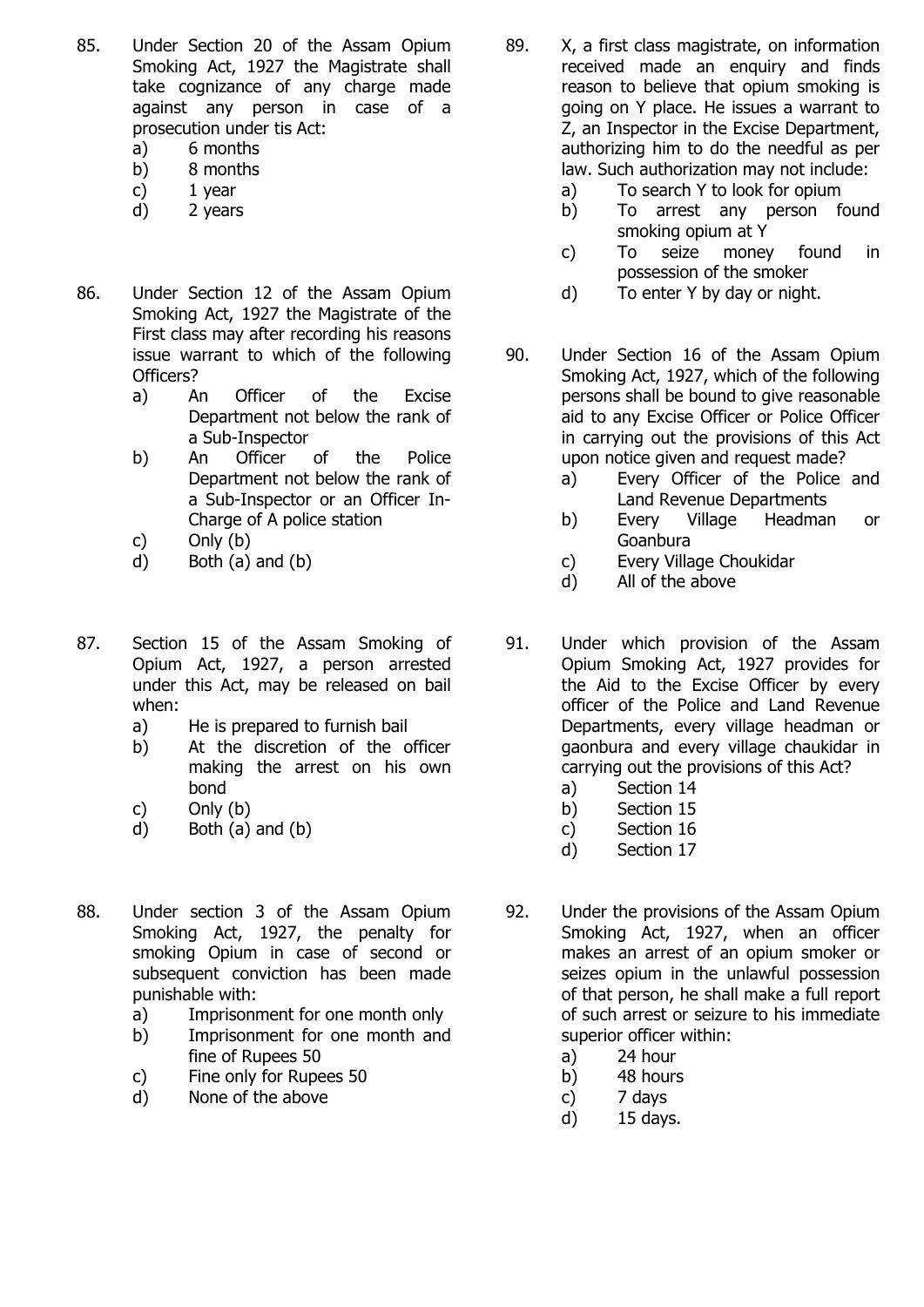85. Under Section 20 of the Assam Opium Smoking Act, 1927 the Magistrate shall take cognizance of any charge made against any person in case of a prosecution under tis Act:
    a) 6 months
    b) 8 months
    c) 1 year
    d) 2 years

86. Under Section 12 of the Assam Opium Smoking Act, 1927 the Magistrate of the First class may after recording his reasons issue warrant to which of the following Officers?
    a) An Officer of the Excise Department not below the rank of a Sub-Inspector
    b) An Officer of the Police Department not below the rank of a Sub-Inspector or an Officer In-Charge of A police station
    c) Only (b)
    d) Both (a) and (b)

87. Section 15 of the Assam Smoking of Opium Act, 1927, a person arrested under this Act, may be released on bail when:
    a) He is prepared to furnish bail
    b) At the discretion of the officer making the arrest on his own bond
    c) Only (b)
    d) Both (a) and (b)

88. Under section 3 of the Assam Opium Smoking Act, 1927, the penalty for smoking Opium in case of second or subsequent conviction has been made punishable with:
    a) Imprisonment for one month only
    b) Imprisonment for one month and fine of Rupees 50
    c) Fine only for Rupees 50
    d) None of the above

89. X, a first class magistrate, on information received made an enquiry and finds reason to believe that opium smoking is going on Y place. He issues a warrant to Z, an Inspector in the Excise Department, authorizing him to do the needful as per law. Such authorization may not include:
    a) To search Y to look for opium
    b) To arrest any person found smoking opium at Y
    c) To seize money found in possession of the smoker
    d) To enter Y by day or night.

90. Under Section 16 of the Assam Opium Smoking Act, 1927, which of the following persons shall be bound to give reasonable aid to any Excise Officer or Police Officer in carrying out the provisions of this Act upon notice given and request made?
    a) Every Officer of the Police and Land Revenue Departments
    b) Every Village Headman or Goanbura
    c) Every Village Choukidar
    d) All of the above

91. Under which provision of the Assam Opium Smoking Act, 1927 provides for the Aid to the Excise Officer by every officer of the Police and Land Revenue Departments, every village headman or gaonbura and every village chaukidar in carrying out the provisions of this Act?
    a) Section 14
    b) Section 15
    c) Section 16
    d) Section 17

92. Under the provisions of the Assam Opium Smoking Act, 1927, when an officer makes an arrest of an opium smoker or seizes opium in the unlawful possession of that person, he shall make a full report of such arrest or seizure to his immediate superior officer within:
    a) 24 hour
    b) 48 hours
    c) 7 days
    d) 15 days.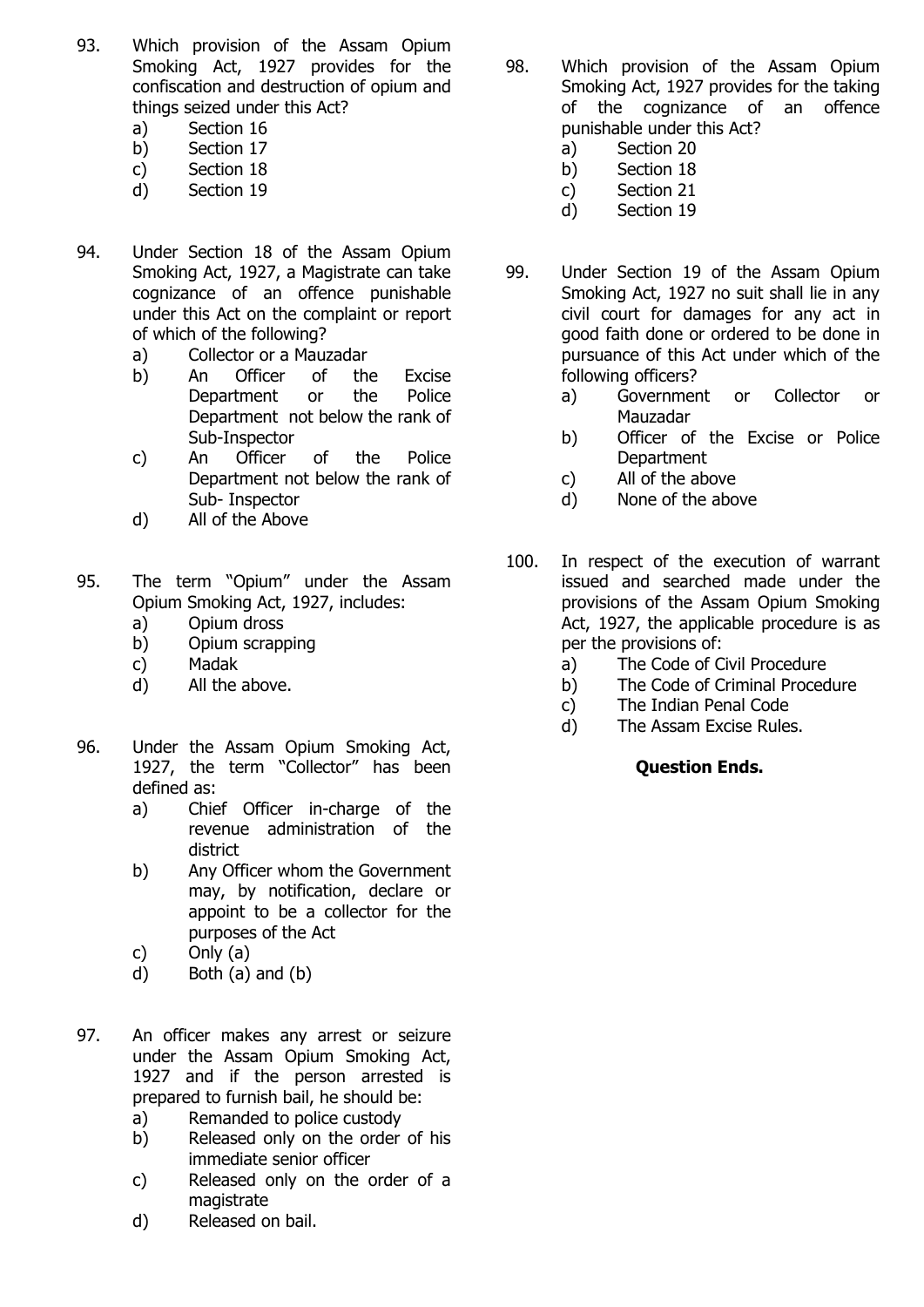93. Which provision of the Assam Opium Smoking Act, 1927 provides for the confiscation and destruction of opium and things seized under this Act?
   a) Section 16
   b) Section 17
   c) Section 18
   d) Section 19

94. Under Section 18 of the Assam Opium Smoking Act, 1927, a Magistrate can take cognizance of an offence punishable under this Act on the complaint or report of which of the following?
   a) Collector or a Mauzadar
   b) An Officer of the Excise Department or the Police Department not below the rank of Sub-Inspector
   c) An Officer of the Police Department not below the rank of Sub- Inspector
   d) All of the Above

95. The term "Opium" under the Assam Opium Smoking Act, 1927, includes:
   a) Opium dross
   b) Opium scrapping
   c) Madak
   d) All the above.

96. Under the Assam Opium Smoking Act, 1927, the term "Collector" has been defined as:
   a) Chief Officer in-charge of the revenue administration of the district
   b) Any Officer whom the Government may, by notification, declare or appoint to be a collector for the purposes of the Act
   c) Only (a)
   d) Both (a) and (b)

97. An officer makes any arrest or seizure under the Assam Opium Smoking Act, 1927 and if the person arrested is prepared to furnish bail, he should be:
   a) Remanded to police custody
   b) Released only on the order of his immediate senior officer
   c) Released only on the order of a magistrate
   d) Released on bail.

98. Which provision of the Assam Opium Smoking Act, 1927 provides for the taking of the cognizance of an offence punishable under this Act?
   a) Section 20
   b) Section 18
   c) Section 21
   d) Section 19

99. Under Section 19 of the Assam Opium Smoking Act, 1927 no suit shall lie in any civil court for damages for any act in good faith done or ordered to be done in pursuance of this Act under which of the following officers?
   a) Government or Collector or Mauzadar
   b) Officer of the Excise or Police Department
   c) All of the above
   d) None of the above

100. In respect of the execution of warrant issued and searched made under the provisions of the Assam Opium Smoking Act, 1927, the applicable procedure is as per the provisions of:
   a) The Code of Civil Procedure
   b) The Code of Criminal Procedure
   c) The Indian Penal Code
   d) The Assam Excise Rules.

**Question Ends.**